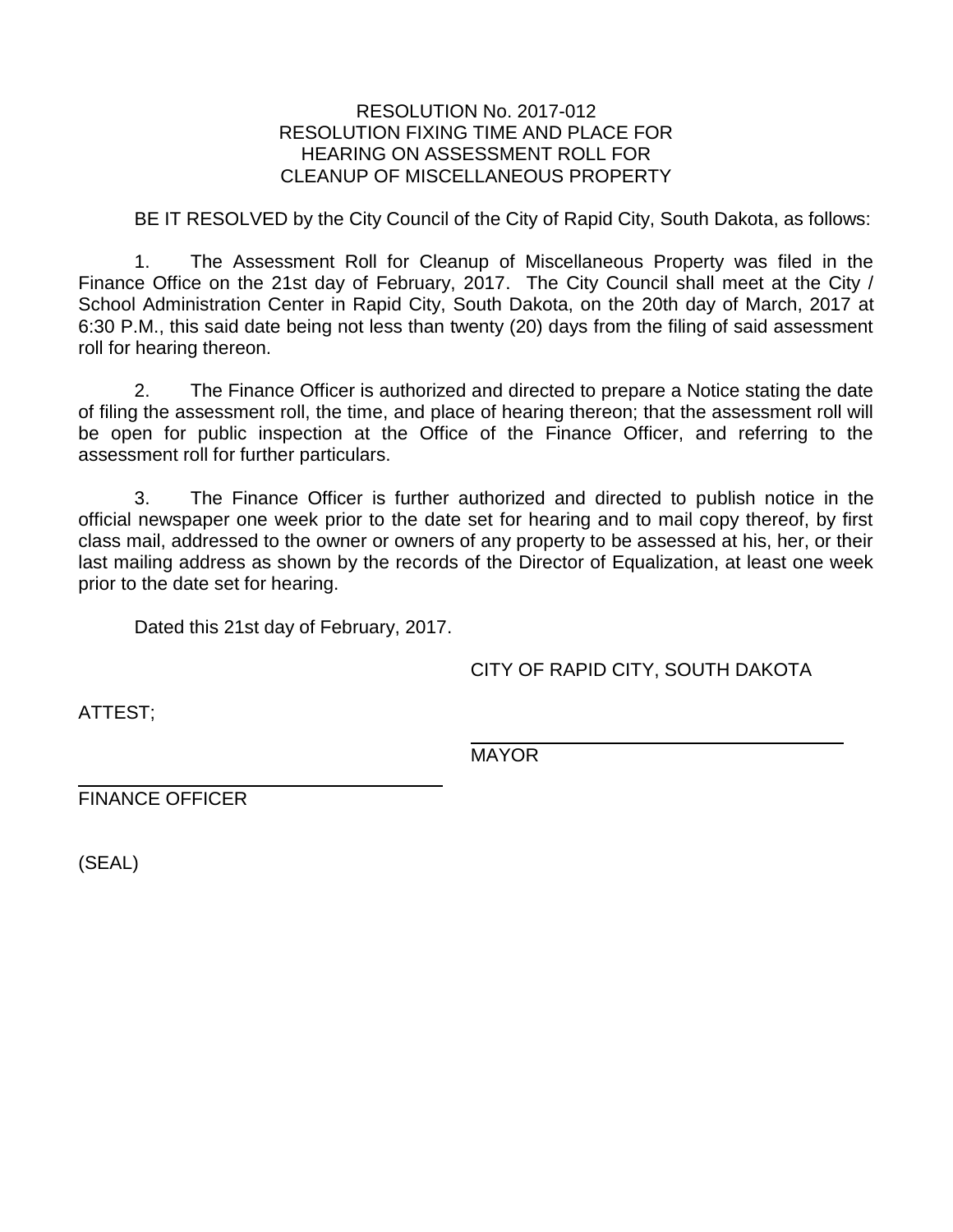# RESOLUTION No. 2017-012
## RESOLUTION FIXING TIME AND PLACE FOR HEARING ON ASSESSMENT ROLL FOR CLEANUP OF MISCELLANEOUS PROPERTY

BE IT RESOLVED by the City Council of the City of Rapid City, South Dakota, as follows:

1. The Assessment Roll for Cleanup of Miscellaneous Property was filed in the Finance Office on the 21st day of February, 2017. The City Council shall meet at the City / School Administration Center in Rapid City, South Dakota, on the 20th day of March, 2017 at 6:30 P.M., this said date being not less than twenty (20) days from the filing of said assessment roll for hearing thereon.

2. The Finance Officer is authorized and directed to prepare a Notice stating the date of filing the assessment roll, the time, and place of hearing thereon; that the assessment roll will be open for public inspection at the Office of the Finance Officer, and referring to the assessment roll for further particulars.

3. The Finance Officer is further authorized and directed to publish notice in the official newspaper one week prior to the date set for hearing and to mail copy thereof, by first class mail, addressed to the owner or owners of any property to be assessed at his, her, or their last mailing address as shown by the records of the Director of Equalization, at least one week prior to the date set for hearing.

Dated this 21st day of February, 2017.

CITY OF RAPID CITY, SOUTH DAKOTA

ATTEST;

______________________________
MAYOR

______________________________
FINANCE OFFICER

(SEAL)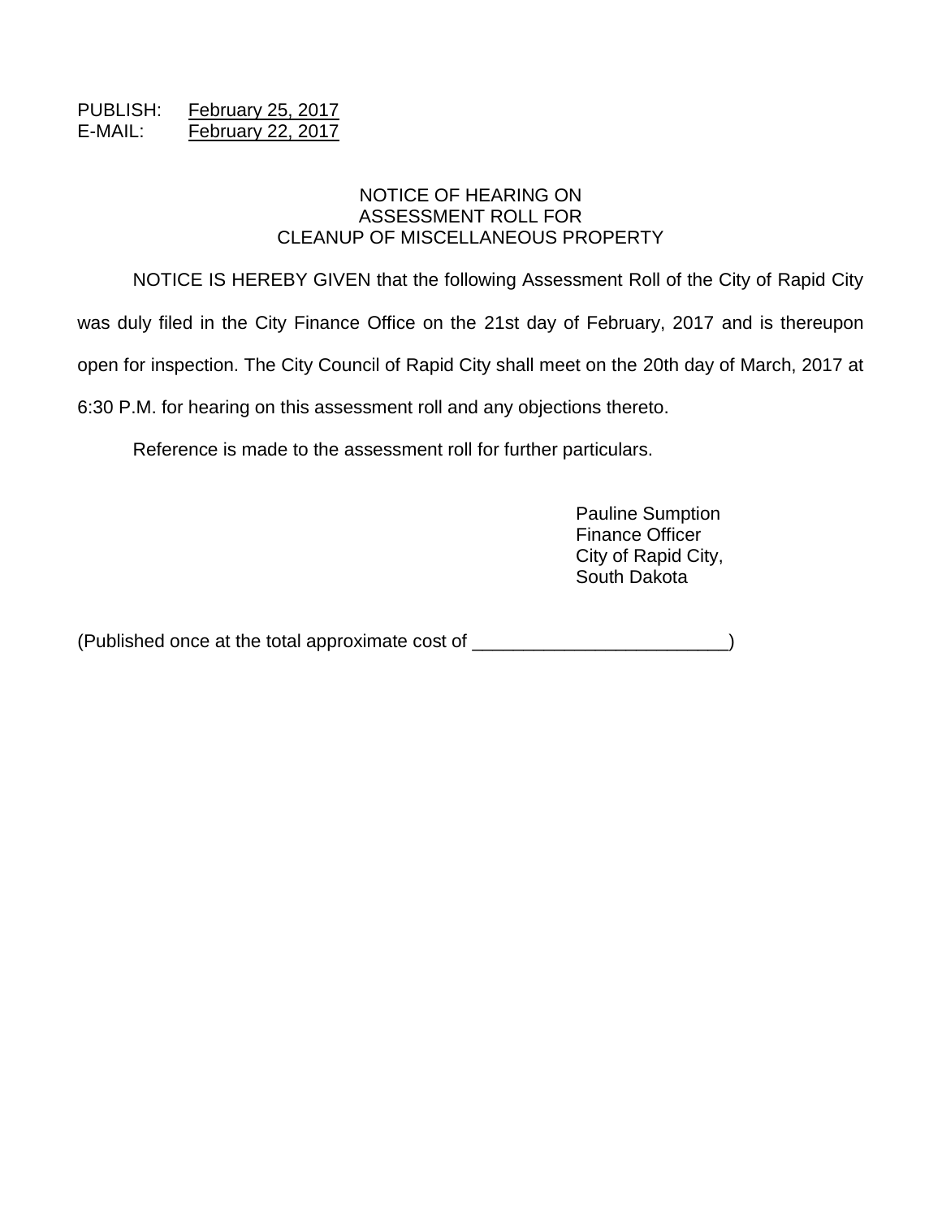PUBLISH: February 25, 2017
E-MAIL: February 22, 2017

## NOTICE OF HEARING ON ASSESSMENT ROLL FOR CLEANUP OF MISCELLANEOUS PROPERTY

NOTICE IS HEREBY GIVEN that the following Assessment Roll of the City of Rapid City was duly filed in the City Finance Office on the 21st day of February, 2017 and is thereupon open for inspection. The City Council of Rapid City shall meet on the 20th day of March, 2017 at 6:30 P.M. for hearing on this assessment roll and any objections thereto.

Reference is made to the assessment roll for further particulars.

Pauline Sumption
Finance Officer
City of Rapid City,
South Dakota

(Published once at the total approximate cost of _________________________)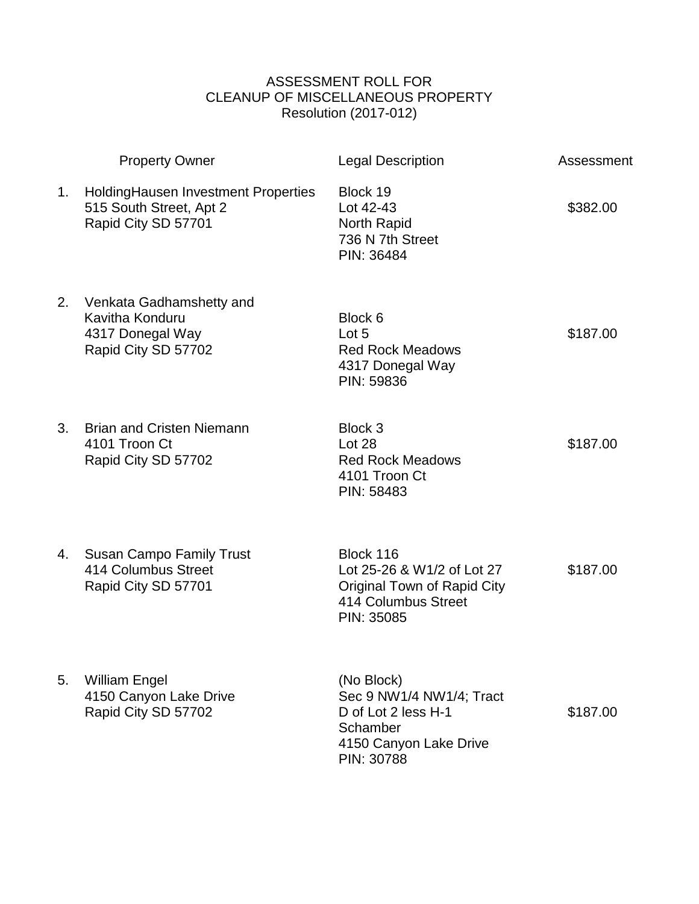ASSESSMENT ROLL FOR
CLEANUP OF MISCELLANEOUS PROPERTY
Resolution (2017-012)

| | Property Owner | Legal Description | Assessment |
|---|---|---|---|
| 1. | HoldingHausen Investment Properties<br>515 South Street, Apt 2<br>Rapid City SD 57701 | Block 19<br>Lot 42-43<br>North Rapid<br>736 N 7th Street<br>PIN: 36484 | $382.00 |
| 2. | Venkata Gadhamshetty and<br>Kavitha Konduru<br>4317 Donegal Way<br>Rapid City SD 57702 | Block 6<br>Lot 5<br>Red Rock Meadows<br>4317 Donegal Way<br>PIN: 59836 | $187.00 |
| 3. | Brian and Cristen Niemann<br>4101 Troon Ct<br>Rapid City SD 57702 | Block 3<br>Lot 28<br>Red Rock Meadows<br>4101 Troon Ct<br>PIN: 58483 | $187.00 |
| 4. | Susan Campo Family Trust<br>414 Columbus Street<br>Rapid City SD 57701 | Block 116<br>Lot 25-26 & W1/2 of Lot 27<br>Original Town of Rapid City<br>414 Columbus Street<br>PIN: 35085 | $187.00 |
| 5. | William Engel<br>4150 Canyon Lake Drive<br>Rapid City SD 57702 | (No Block)<br>Sec 9 NW1/4 NW1/4; Tract<br>D of Lot 2 less H-1<br>Schamber<br>4150 Canyon Lake Drive<br>PIN: 30788 | $187.00 |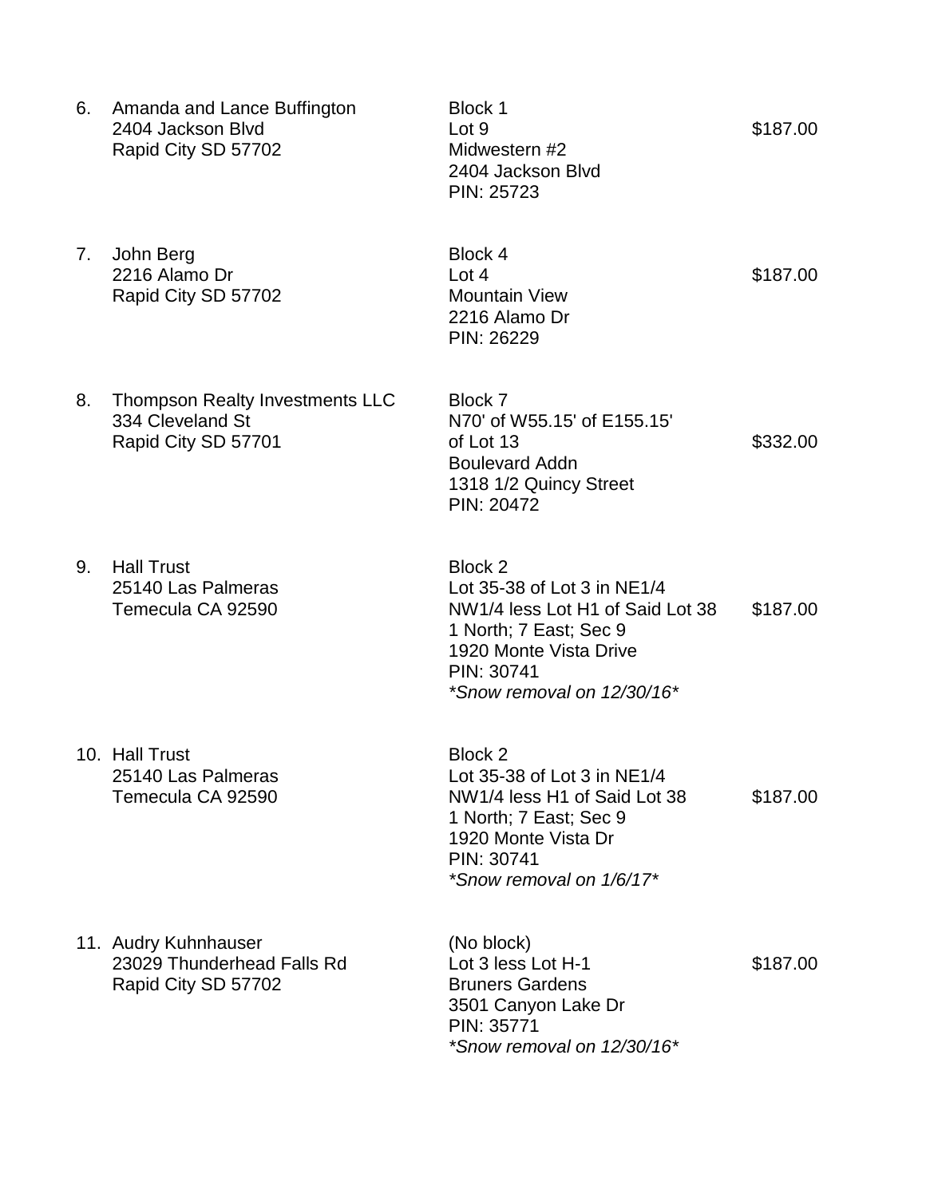| No. | Owner | Property Description | Amount |
|---|---|---|---|
| 6. | Amanda and Lance Buffington<br>2404 Jackson Blvd<br>Rapid City SD 57702 | Block 1<br>Lot 9<br>Midwestern #2<br>2404 Jackson Blvd<br>PIN: 25723 | $187.00 |
| 7. | John Berg<br>2216 Alamo Dr<br>Rapid City SD 57702 | Block 4<br>Lot 4<br>Mountain View<br>2216 Alamo Dr<br>PIN: 26229 | $187.00 |
| 8. | Thompson Realty Investments LLC<br>334 Cleveland St<br>Rapid City SD 57701 | Block 7<br>N70' of W55.15' of E155.15'<br>of Lot 13<br>Boulevard Addn<br>1318 1/2 Quincy Street<br>PIN: 20472 | $332.00 |
| 9. | Hall Trust<br>25140 Las Palmeras<br>Temecula CA 92590 | Block 2<br>Lot 35-38 of Lot 3 in NE1/4<br>NW1/4 less Lot H1 of Said Lot 38<br>1 North; 7 East; Sec 9<br>1920 Monte Vista Drive<br>PIN: 30741<br>*\*Snow removal on 12/30/16\** | $187.00 |
| 10. | Hall Trust<br>25140 Las Palmeras<br>Temecula CA 92590 | Block 2<br>Lot 35-38 of Lot 3 in NE1/4<br>NW1/4 less H1 of Said Lot 38<br>1 North; 7 East; Sec 9<br>1920 Monte Vista Dr<br>PIN: 30741<br>*\*Snow removal on 1/6/17\** | $187.00 |
| 11. | Audry Kuhnhauser<br>23029 Thunderhead Falls Rd<br>Rapid City SD 57702 | (No block)<br>Lot 3 less Lot H-1<br>Bruners Gardens<br>3501 Canyon Lake Dr<br>PIN: 35771<br>*\*Snow removal on 12/30/16\** | $187.00 |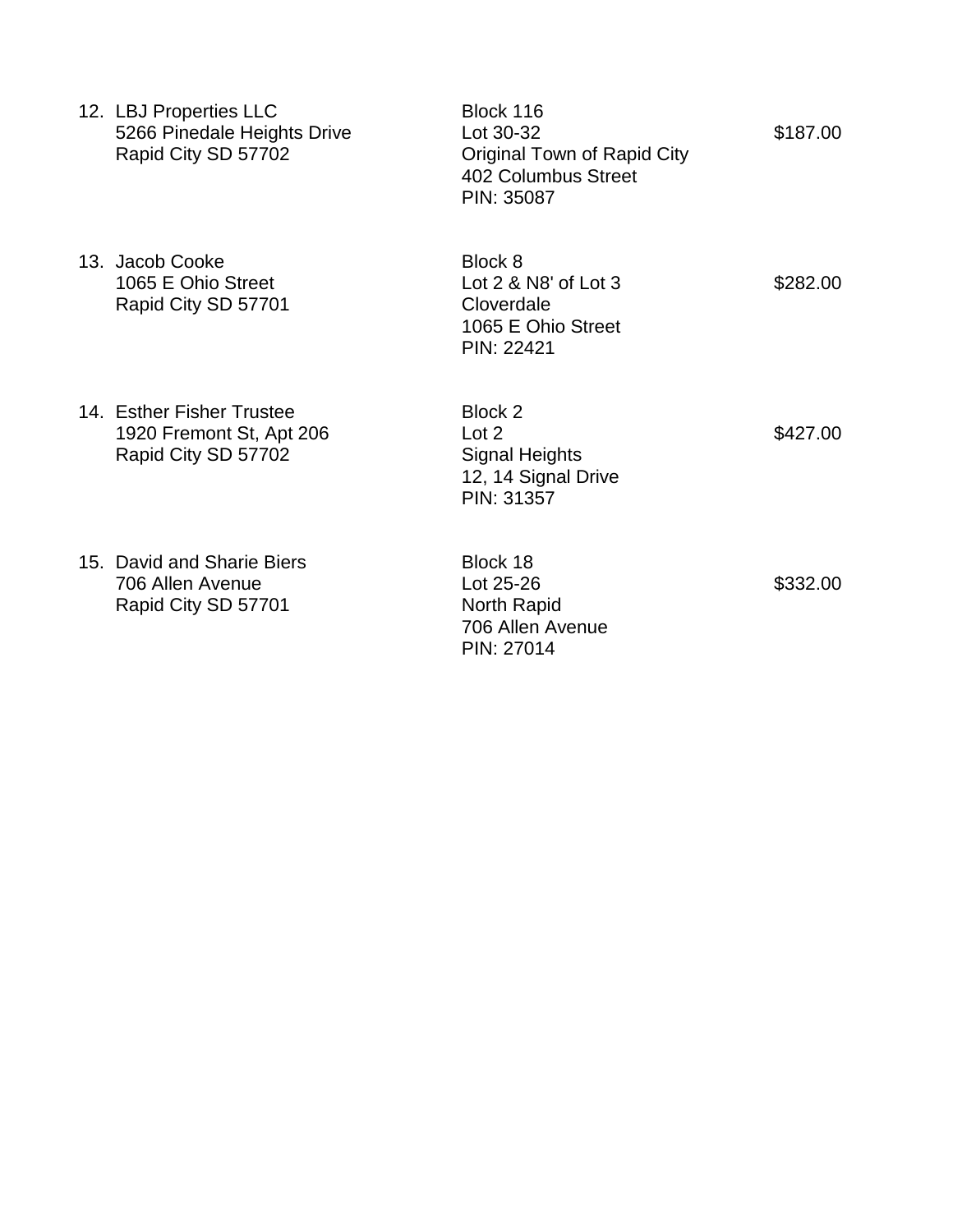12. LBJ Properties LLC
    5266 Pinedale Heights Drive
    Rapid City SD 57702

    Block 116
    Lot 30-32
    Original Town of Rapid City
    402 Columbus Street
    PIN: 35087

    $187.00

13. Jacob Cooke
    1065 E Ohio Street
    Rapid City SD 57701

    Block 8
    Lot 2 & N8' of Lot 3
    Cloverdale
    1065 E Ohio Street
    PIN: 22421

    $282.00

14. Esther Fisher Trustee
    1920 Fremont St, Apt 206
    Rapid City SD 57702

    Block 2
    Lot 2
    Signal Heights
    12, 14 Signal Drive
    PIN: 31357

    $427.00

15. David and Sharie Biers
    706 Allen Avenue
    Rapid City SD 57701

    Block 18
    Lot 25-26
    North Rapid
    706 Allen Avenue
    PIN: 27014

    $332.00